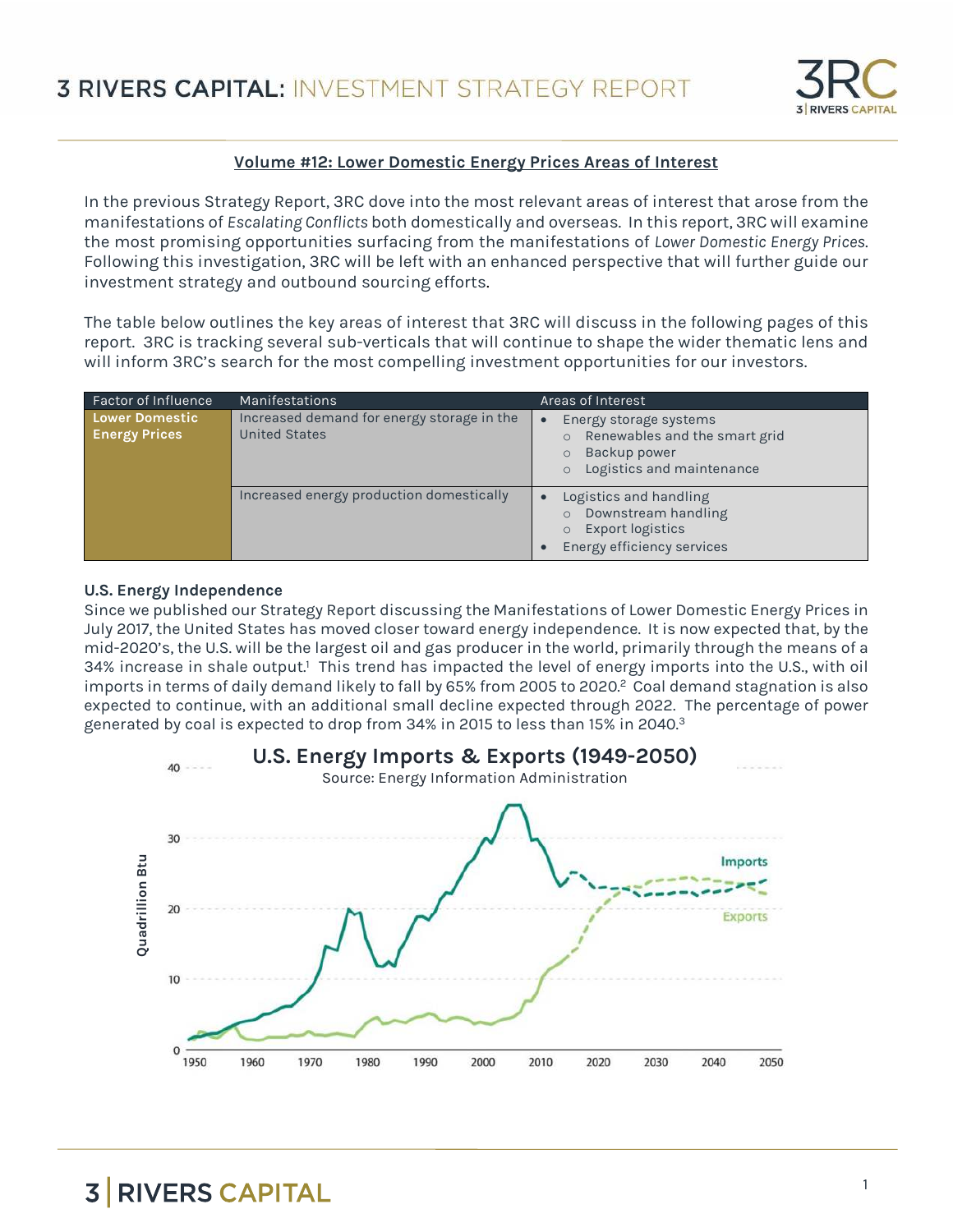# 3 RIVERS CAPITAL: INVESTMENT STRATEGY REPORT

## Volume #12: Lower Domestic Energy Prices Areas of Interest

In the previous Strategy Report, 3RC dove into the most relevant areas of interest that arose from the manifestations of *Escalating Conflicts* both domestically and overseas. In this report, 3RC will examine the most promising opportunities surfacing from the manifestations of *Lower Domestic Energy Prices*. Following this investigation, 3RC will be left with an enhanced perspective that will further guide our investment strategy and outbound sourcing efforts.

The table below outlines the key areas of interest that 3RC will discuss in the following pages of this report. 3RC is tracking several sub-verticals that will continue to shape the wider thematic lens and will inform 3RC's search for the most compelling investment opportunities for our investors.

| Factor of Influence | Manifestations | Areas of Interest |
| --- | --- | --- |
| **Lower Domestic Energy Prices** | Increased demand for energy storage in the United States | • Energy storage systems<br>○ Renewables and the smart grid<br>○ Backup power<br>○ Logistics and maintenance |
| | Increased energy production domestically | • Logistics and handling<br>○ Downstream handling<br>○ Export logistics<br>• Energy efficiency services |

### U.S. Energy Independence

Since we published our Strategy Report discussing the Manifestations of Lower Domestic Energy Prices in July 2017, the United States has moved closer toward energy independence. It is now expected that, by the mid-2020's, the U.S. will be the largest oil and gas producer in the world, primarily through the means of a 34% increase in shale output.[1] This trend has impacted the level of energy imports into the U.S., with oil imports in terms of daily demand likely to fall by 65% from 2005 to 2020.[2] Coal demand stagnation is also expected to continue, with an additional small decline expected through 2022. The percentage of power generated by coal is expected to drop from 34% in 2015 to less than 15% in 2040.[3]

**U.S. Energy Imports & Exports (1949-2050)**

Source: Energy Information Administration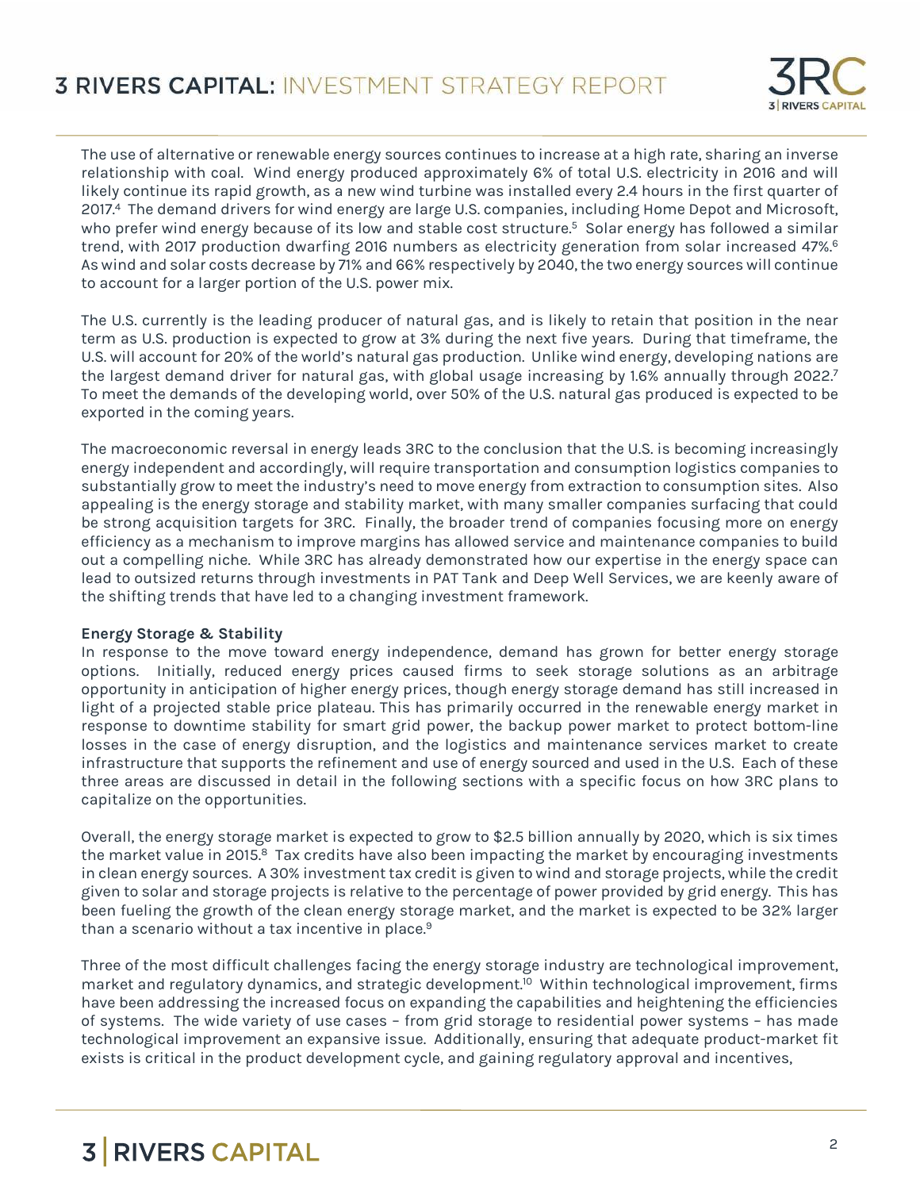The use of alternative or renewable energy sources continues to increase at a high rate, sharing an inverse relationship with coal. Wind energy produced approximately 6% of total U.S. electricity in 2016 and will likely continue its rapid growth, as a new wind turbine was installed every 2.4 hours in the first quarter of 2017.[4] The demand drivers for wind energy are large U.S. companies, including Home Depot and Microsoft, who prefer wind energy because of its low and stable cost structure.[5] Solar energy has followed a similar trend, with 2017 production dwarfing 2016 numbers as electricity generation from solar increased 47%.[6] As wind and solar costs decrease by 71% and 66% respectively by 2040, the two energy sources will continue to account for a larger portion of the U.S. power mix.

The U.S. currently is the leading producer of natural gas, and is likely to retain that position in the near term as U.S. production is expected to grow at 3% during the next five years. During that timeframe, the U.S. will account for 20% of the world's natural gas production. Unlike wind energy, developing nations are the largest demand driver for natural gas, with global usage increasing by 1.6% annually through 2022.[7] To meet the demands of the developing world, over 50% of the U.S. natural gas produced is expected to be exported in the coming years.

The macroeconomic reversal in energy leads 3RC to the conclusion that the U.S. is becoming increasingly energy independent and accordingly, will require transportation and consumption logistics companies to substantially grow to meet the industry's need to move energy from extraction to consumption sites. Also appealing is the energy storage and stability market, with many smaller companies surfacing that could be strong acquisition targets for 3RC. Finally, the broader trend of companies focusing more on energy efficiency as a mechanism to improve margins has allowed service and maintenance companies to build out a compelling niche. While 3RC has already demonstrated how our expertise in the energy space can lead to outsized returns through investments in PAT Tank and Deep Well Services, we are keenly aware of the shifting trends that have led to a changing investment framework.

**Energy Storage & Stability**

In response to the move toward energy independence, demand has grown for better energy storage options. Initially, reduced energy prices caused firms to seek storage solutions as an arbitrage opportunity in anticipation of higher energy prices, though energy storage demand has still increased in light of a projected stable price plateau. This has primarily occurred in the renewable energy market in response to downtime stability for smart grid power, the backup power market to protect bottom-line losses in the case of energy disruption, and the logistics and maintenance services market to create infrastructure that supports the refinement and use of energy sourced and used in the U.S. Each of these three areas are discussed in detail in the following sections with a specific focus on how 3RC plans to capitalize on the opportunities.

Overall, the energy storage market is expected to grow to $2.5 billion annually by 2020, which is six times the market value in 2015.[8] Tax credits have also been impacting the market by encouraging investments in clean energy sources. A 30% investment tax credit is given to wind and storage projects, while the credit given to solar and storage projects is relative to the percentage of power provided by grid energy. This has been fueling the growth of the clean energy storage market, and the market is expected to be 32% larger than a scenario without a tax incentive in place.[9]

Three of the most difficult challenges facing the energy storage industry are technological improvement, market and regulatory dynamics, and strategic development.[10] Within technological improvement, firms have been addressing the increased focus on expanding the capabilities and heightening the efficiencies of systems. The wide variety of use cases – from grid storage to residential power systems – has made technological improvement an expansive issue. Additionally, ensuring that adequate product-market fit exists is critical in the product development cycle, and gaining regulatory approval and incentives,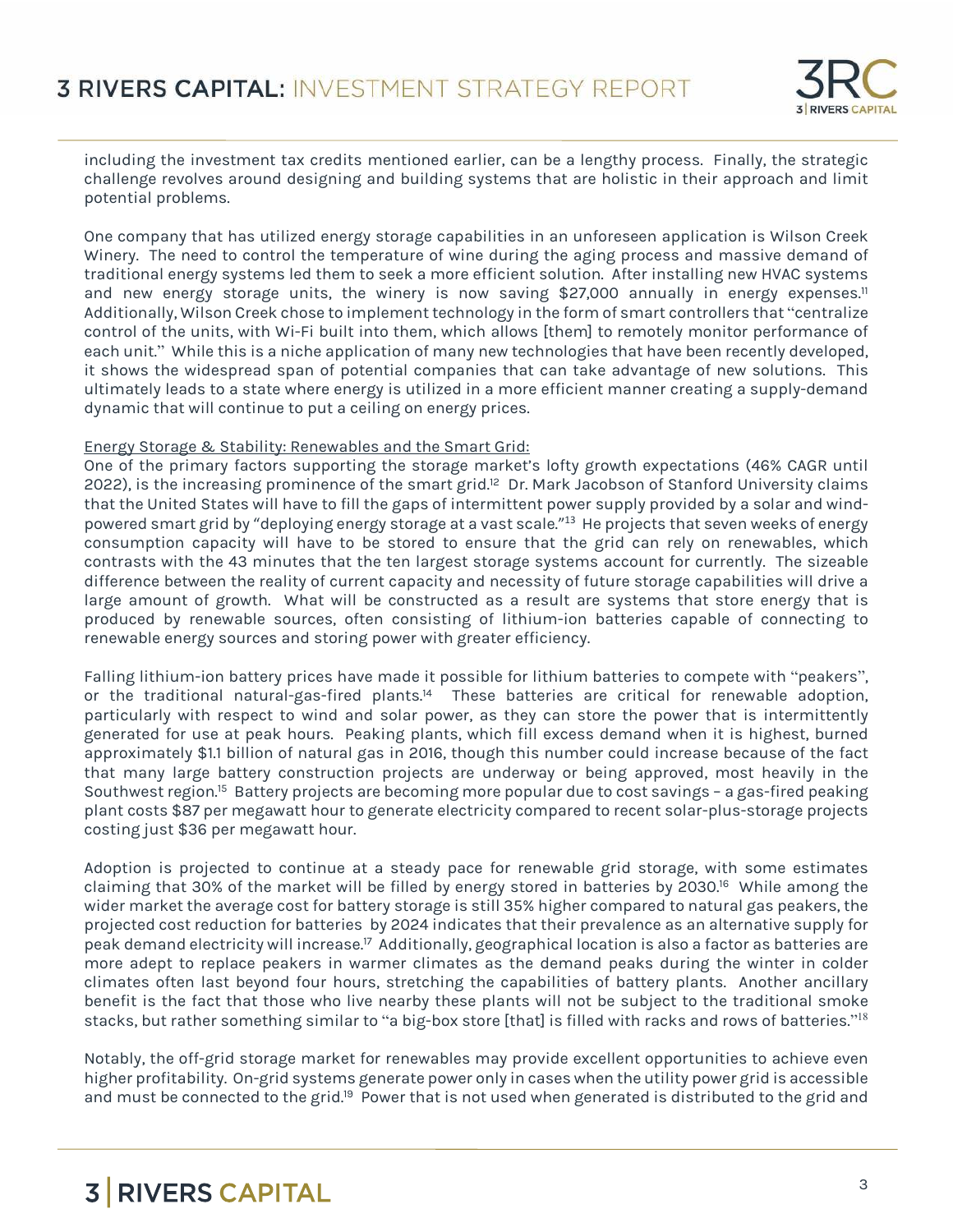including the investment tax credits mentioned earlier, can be a lengthy process. Finally, the strategic challenge revolves around designing and building systems that are holistic in their approach and limit potential problems.

One company that has utilized energy storage capabilities in an unforeseen application is Wilson Creek Winery. The need to control the temperature of wine during the aging process and massive demand of traditional energy systems led them to seek a more efficient solution. After installing new HVAC systems and new energy storage units, the winery is now saving $27,000 annually in energy expenses.[11] Additionally, Wilson Creek chose to implement technology in the form of smart controllers that "centralize control of the units, with Wi-Fi built into them, which allows [them] to remotely monitor performance of each unit." While this is a niche application of many new technologies that have been recently developed, it shows the widespread span of potential companies that can take advantage of new solutions. This ultimately leads to a state where energy is utilized in a more efficient manner creating a supply-demand dynamic that will continue to put a ceiling on energy prices.

Energy Storage & Stability: Renewables and the Smart Grid:

One of the primary factors supporting the storage market's lofty growth expectations (46% CAGR until 2022), is the increasing prominence of the smart grid.[12] Dr. Mark Jacobson of Stanford University claims that the United States will have to fill the gaps of intermittent power supply provided by a solar and wind-powered smart grid by "deploying energy storage at a vast scale."[13] He projects that seven weeks of energy consumption capacity will have to be stored to ensure that the grid can rely on renewables, which contrasts with the 43 minutes that the ten largest storage systems account for currently. The sizeable difference between the reality of current capacity and necessity of future storage capabilities will drive a large amount of growth. What will be constructed as a result are systems that store energy that is produced by renewable sources, often consisting of lithium-ion batteries capable of connecting to renewable energy sources and storing power with greater efficiency.

Falling lithium-ion battery prices have made it possible for lithium batteries to compete with "peakers", or the traditional natural-gas-fired plants.[14] These batteries are critical for renewable adoption, particularly with respect to wind and solar power, as they can store the power that is intermittently generated for use at peak hours. Peaking plants, which fill excess demand when it is highest, burned approximately $1.1 billion of natural gas in 2016, though this number could increase because of the fact that many large battery construction projects are underway or being approved, most heavily in the Southwest region.[15] Battery projects are becoming more popular due to cost savings – a gas-fired peaking plant costs $87 per megawatt hour to generate electricity compared to recent solar-plus-storage projects costing just $36 per megawatt hour.

Adoption is projected to continue at a steady pace for renewable grid storage, with some estimates claiming that 30% of the market will be filled by energy stored in batteries by 2030.[16] While among the wider market the average cost for battery storage is still 35% higher compared to natural gas peakers, the projected cost reduction for batteries by 2024 indicates that their prevalence as an alternative supply for peak demand electricity will increase.[17] Additionally, geographical location is also a factor as batteries are more adept to replace peakers in warmer climates as the demand peaks during the winter in colder climates often last beyond four hours, stretching the capabilities of battery plants. Another ancillary benefit is the fact that those who live nearby these plants will not be subject to the traditional smoke stacks, but rather something similar to "a big-box store [that] is filled with racks and rows of batteries."[18]

Notably, the off-grid storage market for renewables may provide excellent opportunities to achieve even higher profitability. On-grid systems generate power only in cases when the utility power grid is accessible and must be connected to the grid.[19] Power that is not used when generated is distributed to the grid and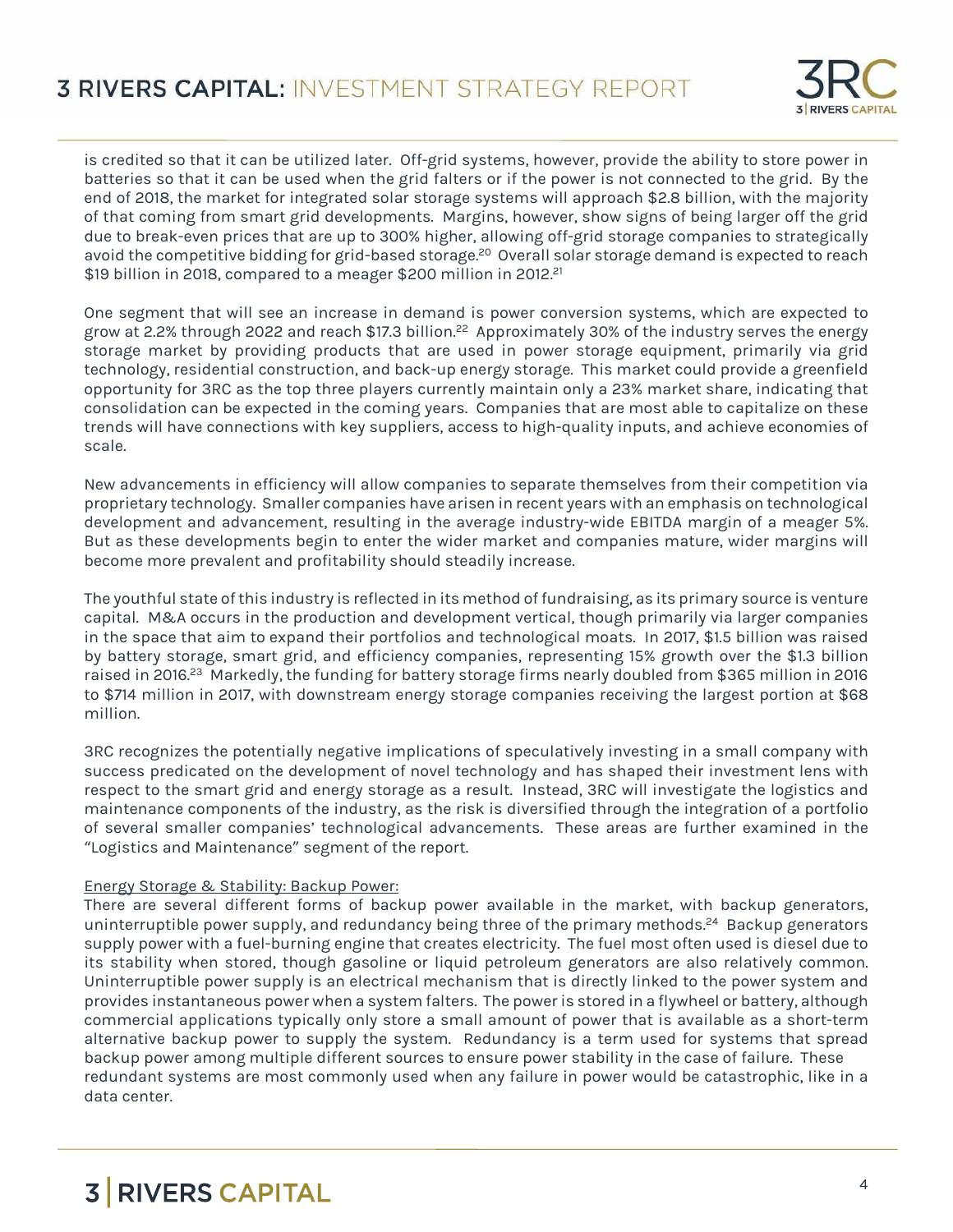is credited so that it can be utilized later. Off-grid systems, however, provide the ability to store power in batteries so that it can be used when the grid falters or if the power is not connected to the grid. By the end of 2018, the market for integrated solar storage systems will approach $2.8 billion, with the majority of that coming from smart grid developments. Margins, however, show signs of being larger off the grid due to break-even prices that are up to 300% higher, allowing off-grid storage companies to strategically avoid the competitive bidding for grid-based storage.[20] Overall solar storage demand is expected to reach $19 billion in 2018, compared to a meager $200 million in 2012.[21]

One segment that will see an increase in demand is power conversion systems, which are expected to grow at 2.2% through 2022 and reach $17.3 billion.[22] Approximately 30% of the industry serves the energy storage market by providing products that are used in power storage equipment, primarily via grid technology, residential construction, and back-up energy storage. This market could provide a greenfield opportunity for 3RC as the top three players currently maintain only a 23% market share, indicating that consolidation can be expected in the coming years. Companies that are most able to capitalize on these trends will have connections with key suppliers, access to high-quality inputs, and achieve economies of scale.

New advancements in efficiency will allow companies to separate themselves from their competition via proprietary technology. Smaller companies have arisen in recent years with an emphasis on technological development and advancement, resulting in the average industry-wide EBITDA margin of a meager 5%. But as these developments begin to enter the wider market and companies mature, wider margins will become more prevalent and profitability should steadily increase.

The youthful state of this industry is reflected in its method of fundraising, as its primary source is venture capital. M&A occurs in the production and development vertical, though primarily via larger companies in the space that aim to expand their portfolios and technological moats. In 2017, $1.5 billion was raised by battery storage, smart grid, and efficiency companies, representing 15% growth over the $1.3 billion raised in 2016.[23] Markedly, the funding for battery storage firms nearly doubled from $365 million in 2016 to $714 million in 2017, with downstream energy storage companies receiving the largest portion at $68 million.

3RC recognizes the potentially negative implications of speculatively investing in a small company with success predicated on the development of novel technology and has shaped their investment lens with respect to the smart grid and energy storage as a result. Instead, 3RC will investigate the logistics and maintenance components of the industry, as the risk is diversified through the integration of a portfolio of several smaller companies' technological advancements. These areas are further examined in the "Logistics and Maintenance" segment of the report.

<u>Energy Storage & Stability: Backup Power:</u>

There are several different forms of backup power available in the market, with backup generators, uninterruptible power supply, and redundancy being three of the primary methods.[24] Backup generators supply power with a fuel-burning engine that creates electricity. The fuel most often used is diesel due to its stability when stored, though gasoline or liquid petroleum generators are also relatively common. Uninterruptible power supply is an electrical mechanism that is directly linked to the power system and provides instantaneous power when a system falters. The power is stored in a flywheel or battery, although commercial applications typically only store a small amount of power that is available as a short-term alternative backup power to supply the system. Redundancy is a term used for systems that spread backup power among multiple different sources to ensure power stability in the case of failure. These redundant systems are most commonly used when any failure in power would be catastrophic, like in a data center.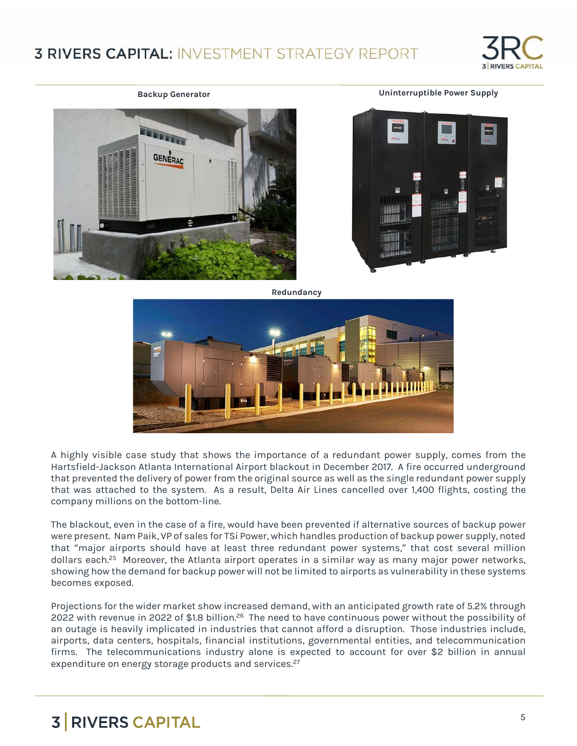Backup Generator

Uninterruptible Power Supply

Redundancy

A highly visible case study that shows the importance of a redundant power supply, comes from the Hartsfield-Jackson Atlanta International Airport blackout in December 2017. A fire occurred underground that prevented the delivery of power from the original source as well as the single redundant power supply that was attached to the system. As a result, Delta Air Lines cancelled over 1,400 flights, costing the company millions on the bottom-line.

The blackout, even in the case of a fire, would have been prevented if alternative sources of backup power were present. Nam Paik, VP of sales for TSi Power, which handles production of backup power supply, noted that "major airports should have at least three redundant power systems," that cost several million dollars each.[25] Moreover, the Atlanta airport operates in a similar way as many major power networks, showing how the demand for backup power will not be limited to airports as vulnerability in these systems becomes exposed.

Projections for the wider market show increased demand, with an anticipated growth rate of 5.2% through 2022 with revenue in 2022 of $1.8 billion.[26] The need to have continuous power without the possibility of an outage is heavily implicated in industries that cannot afford a disruption. Those industries include, airports, data centers, hospitals, financial institutions, governmental entities, and telecommunication firms. The telecommunications industry alone is expected to account for over $2 billion in annual expenditure on energy storage products and services.[27]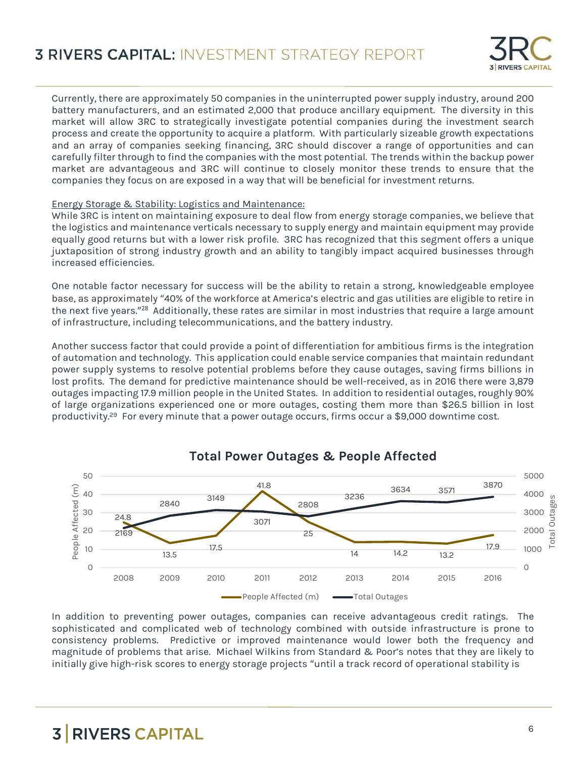Currently, there are approximately 50 companies in the uninterrupted power supply industry, around 200 battery manufacturers, and an estimated 2,000 that produce ancillary equipment. The diversity in this market will allow 3RC to strategically investigate potential companies during the investment search process and create the opportunity to acquire a platform. With particularly sizeable growth expectations and an array of companies seeking financing, 3RC should discover a range of opportunities and can carefully filter through to find the companies with the most potential. The trends within the backup power market are advantageous and 3RC will continue to closely monitor these trends to ensure that the companies they focus on are exposed in a way that will be beneficial for investment returns.

Energy Storage & Stability: Logistics and Maintenance:

While 3RC is intent on maintaining exposure to deal flow from energy storage companies, we believe that the logistics and maintenance verticals necessary to supply energy and maintain equipment may provide equally good returns but with a lower risk profile. 3RC has recognized that this segment offers a unique juxtaposition of strong industry growth and an ability to tangibly impact acquired businesses through increased efficiencies.

One notable factor necessary for success will be the ability to retain a strong, knowledgeable employee base, as approximately "40% of the workforce at America's electric and gas utilities are eligible to retire in the next five years."[28] Additionally, these rates are similar in most industries that require a large amount of infrastructure, including telecommunications, and the battery industry.

Another success factor that could provide a point of differentiation for ambitious firms is the integration of automation and technology. This application could enable service companies that maintain redundant power supply systems to resolve potential problems before they cause outages, saving firms billions in lost profits. The demand for predictive maintenance should be well-received, as in 2016 there were 3,879 outages impacting 17.9 million people in the United States. In addition to residential outages, roughly 90% of large organizations experienced one or more outages, costing them more than $26.5 billion in lost productivity.[29] For every minute that a power outage occurs, firms occur a $9,000 downtime cost.

**Total Power Outages & People Affected**

| Year | People Affected (m) | Total Outages |
|---|---|---|
| 2008 | 24.8 | 2169 |
| 2009 | 13.5 | 2840 |
| 2010 | 17.5 | 3149 |
| 2011 | 41.8 | 3071 |
| 2012 | 25 | 2808 |
| 2013 | 14 | 3236 |
| 2014 | 14.2 | 3634 |
| 2015 | 13.2 | 3571 |
| 2016 | 17.9 | 3870 |

In addition to preventing power outages, companies can receive advantageous credit ratings. The sophisticated and complicated web of technology combined with outside infrastructure is prone to consistency problems. Predictive or improved maintenance would lower both the frequency and magnitude of problems that arise. Michael Wilkins from Standard & Poor's notes that they are likely to initially give high-risk scores to energy storage projects "until a track record of operational stability is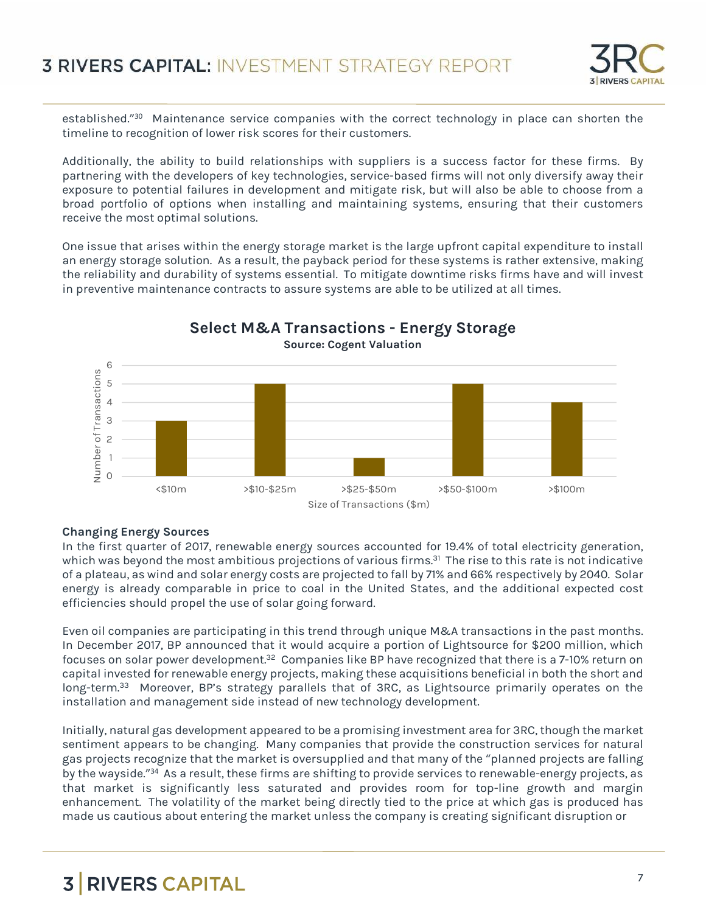established."[30] Maintenance service companies with the correct technology in place can shorten the timeline to recognition of lower risk scores for their customers.

Additionally, the ability to build relationships with suppliers is a success factor for these firms. By partnering with the developers of key technologies, service-based firms will not only diversify away their exposure to potential failures in development and mitigate risk, but will also be able to choose from a broad portfolio of options when installing and maintaining systems, ensuring that their customers receive the most optimal solutions.

One issue that arises within the energy storage market is the large upfront capital expenditure to install an energy storage solution. As a result, the payback period for these systems is rather extensive, making the reliability and durability of systems essential. To mitigate downtime risks firms have and will invest in preventive maintenance contracts to assure systems are able to be utilized at all times.

**Select M&A Transactions - Energy Storage**
**Source: Cogent Valuation**

| Size of Transactions ($m) | Number of Transactions |
|---|---|
| <$10m | 3 |
| >$10-$25m | 5 |
| >$25-$50m | 1 |
| >$50-$100m | 5 |
| >$100m | 4 |

### Changing Energy Sources

In the first quarter of 2017, renewable energy sources accounted for 19.4% of total electricity generation, which was beyond the most ambitious projections of various firms.[31] The rise to this rate is not indicative of a plateau, as wind and solar energy costs are projected to fall by 71% and 66% respectively by 2040. Solar energy is already comparable in price to coal in the United States, and the additional expected cost efficiencies should propel the use of solar going forward.

Even oil companies are participating in this trend through unique M&A transactions in the past months. In December 2017, BP announced that it would acquire a portion of Lightsource for $200 million, which focuses on solar power development.[32] Companies like BP have recognized that there is a 7-10% return on capital invested for renewable energy projects, making these acquisitions beneficial in both the short and long-term.[33] Moreover, BP's strategy parallels that of 3RC, as Lightsource primarily operates on the installation and management side instead of new technology development.

Initially, natural gas development appeared to be a promising investment area for 3RC, though the market sentiment appears to be changing. Many companies that provide the construction services for natural gas projects recognize that the market is oversupplied and that many of the "planned projects are falling by the wayside."[34] As a result, these firms are shifting to provide services to renewable-energy projects, as that market is significantly less saturated and provides room for top-line growth and margin enhancement. The volatility of the market being directly tied to the price at which gas is produced has made us cautious about entering the market unless the company is creating significant disruption or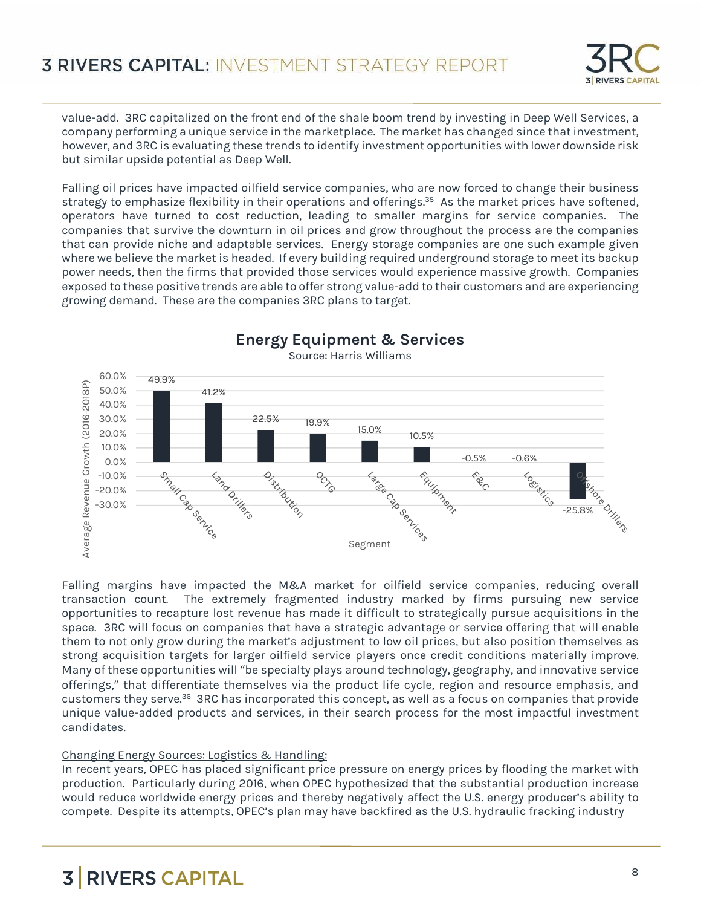value-add. 3RC capitalized on the front end of the shale boom trend by investing in Deep Well Services, a company performing a unique service in the marketplace. The market has changed since that investment, however, and 3RC is evaluating these trends to identify investment opportunities with lower downside risk but similar upside potential as Deep Well.

Falling oil prices have impacted oilfield service companies, who are now forced to change their business strategy to emphasize flexibility in their operations and offerings.[35] As the market prices have softened, operators have turned to cost reduction, leading to smaller margins for service companies. The companies that survive the downturn in oil prices and grow throughout the process are the companies that can provide niche and adaptable services. Energy storage companies are one such example given where we believe the market is headed. If every building required underground storage to meet its backup power needs, then the firms that provided those services would experience massive growth. Companies exposed to these positive trends are able to offer strong value-add to their customers and are experiencing growing demand. These are the companies 3RC plans to target.

**Energy Equipment & Services**

Source: Harris Williams

| Segment | Average Revenue Growth (2016-2018P) |
|---|---|
| Small Cap Service | 49.9% |
| Land Drillers | 41.2% |
| Distribution | 22.5% |
| OCTG | 19.9% |
| Large Cap Services | 15.0% |
| Equipment | 10.5% |
| E&C | -0.5% |
| Logistics | -0.6% |
| Offshore Drillers | -25.8% |

Falling margins have impacted the M&A market for oilfield service companies, reducing overall transaction count. The extremely fragmented industry marked by firms pursuing new service opportunities to recapture lost revenue has made it difficult to strategically pursue acquisitions in the space. 3RC will focus on companies that have a strategic advantage or service offering that will enable them to not only grow during the market's adjustment to low oil prices, but also position themselves as strong acquisition targets for larger oilfield service players once credit conditions materially improve. Many of these opportunities will "be specialty plays around technology, geography, and innovative service offerings," that differentiate themselves via the product life cycle, region and resource emphasis, and customers they serve.[36] 3RC has incorporated this concept, as well as a focus on companies that provide unique value-added products and services, in their search process for the most impactful investment candidates.

Changing Energy Sources: Logistics & Handling:

In recent years, OPEC has placed significant price pressure on energy prices by flooding the market with production. Particularly during 2016, when OPEC hypothesized that the substantial production increase would reduce worldwide energy prices and thereby negatively affect the U.S. energy producer's ability to compete. Despite its attempts, OPEC's plan may have backfired as the U.S. hydraulic fracking industry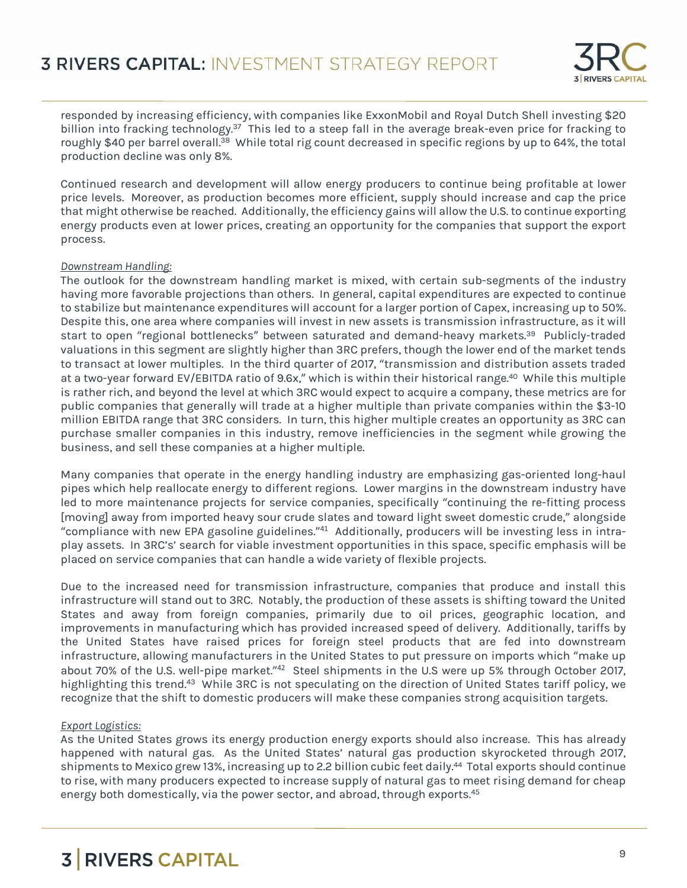responded by increasing efficiency, with companies like ExxonMobil and Royal Dutch Shell investing $20 billion into fracking technology.[37] This led to a steep fall in the average break-even price for fracking to roughly $40 per barrel overall.[38] While total rig count decreased in specific regions by up to 64%, the total production decline was only 8%.

Continued research and development will allow energy producers to continue being profitable at lower price levels. Moreover, as production becomes more efficient, supply should increase and cap the price that might otherwise be reached. Additionally, the efficiency gains will allow the U.S. to continue exporting energy products even at lower prices, creating an opportunity for the companies that support the export process.

*Downstream Handling:*

The outlook for the downstream handling market is mixed, with certain sub-segments of the industry having more favorable projections than others. In general, capital expenditures are expected to continue to stabilize but maintenance expenditures will account for a larger portion of Capex, increasing up to 50%. Despite this, one area where companies will invest in new assets is transmission infrastructure, as it will start to open "regional bottlenecks" between saturated and demand-heavy markets.[39] Publicly-traded valuations in this segment are slightly higher than 3RC prefers, though the lower end of the market tends to transact at lower multiples. In the third quarter of 2017, "transmission and distribution assets traded at a two-year forward EV/EBITDA ratio of 9.6x," which is within their historical range.[40] While this multiple is rather rich, and beyond the level at which 3RC would expect to acquire a company, these metrics are for public companies that generally will trade at a higher multiple than private companies within the $3-10 million EBITDA range that 3RC considers. In turn, this higher multiple creates an opportunity as 3RC can purchase smaller companies in this industry, remove inefficiencies in the segment while growing the business, and sell these companies at a higher multiple.

Many companies that operate in the energy handling industry are emphasizing gas-oriented long-haul pipes which help reallocate energy to different regions. Lower margins in the downstream industry have led to more maintenance projects for service companies, specifically "continuing the re-fitting process [moving] away from imported heavy sour crude slates and toward light sweet domestic crude," alongside "compliance with new EPA gasoline guidelines."[41] Additionally, producers will be investing less in intra-play assets. In 3RC's' search for viable investment opportunities in this space, specific emphasis will be placed on service companies that can handle a wide variety of flexible projects.

Due to the increased need for transmission infrastructure, companies that produce and install this infrastructure will stand out to 3RC. Notably, the production of these assets is shifting toward the United States and away from foreign companies, primarily due to oil prices, geographic location, and improvements in manufacturing which has provided increased speed of delivery. Additionally, tariffs by the United States have raised prices for foreign steel products that are fed into downstream infrastructure, allowing manufacturers in the United States to put pressure on imports which "make up about 70% of the U.S. well-pipe market."[42] Steel shipments in the U.S were up 5% through October 2017, highlighting this trend.[43] While 3RC is not speculating on the direction of United States tariff policy, we recognize that the shift to domestic producers will make these companies strong acquisition targets.

*Export Logistics:*

As the United States grows its energy production energy exports should also increase. This has already happened with natural gas. As the United States' natural gas production skyrocketed through 2017, shipments to Mexico grew 13%, increasing up to 2.2 billion cubic feet daily.[44] Total exports should continue to rise, with many producers expected to increase supply of natural gas to meet rising demand for cheap energy both domestically, via the power sector, and abroad, through exports.[45]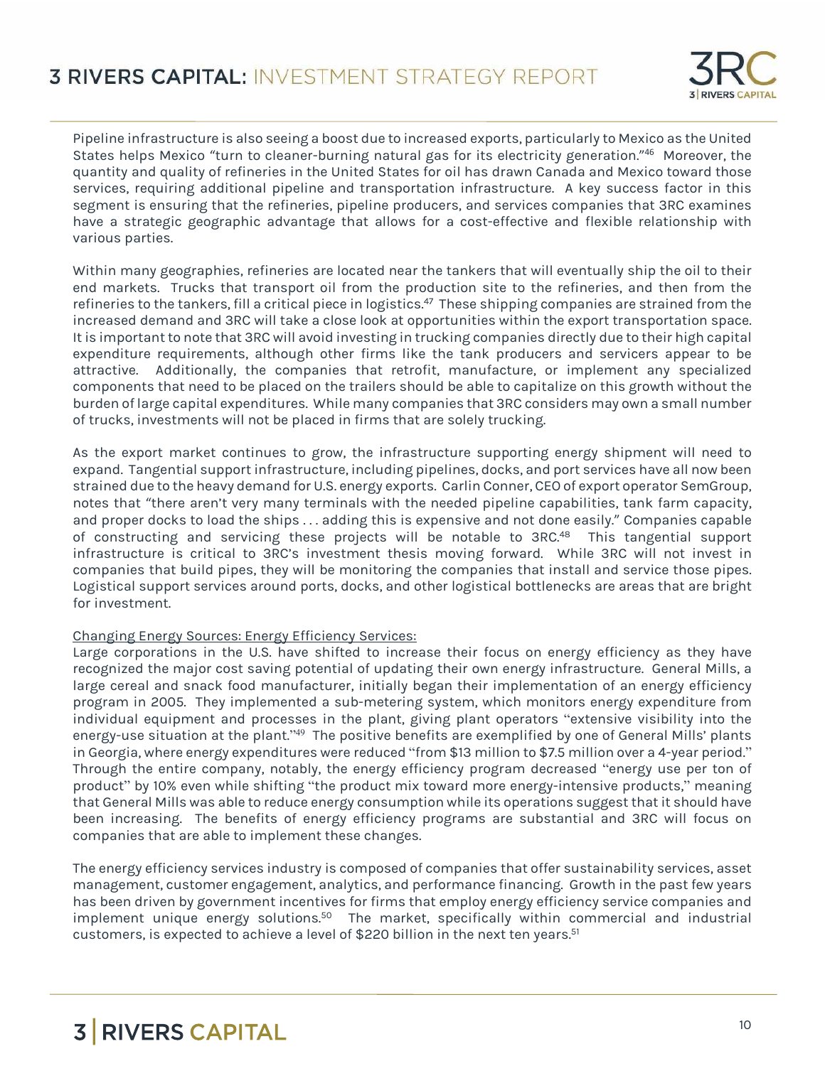Pipeline infrastructure is also seeing a boost due to increased exports, particularly to Mexico as the United States helps Mexico "turn to cleaner-burning natural gas for its electricity generation."[46] Moreover, the quantity and quality of refineries in the United States for oil has drawn Canada and Mexico toward those services, requiring additional pipeline and transportation infrastructure. A key success factor in this segment is ensuring that the refineries, pipeline producers, and services companies that 3RC examines have a strategic geographic advantage that allows for a cost-effective and flexible relationship with various parties.

Within many geographies, refineries are located near the tankers that will eventually ship the oil to their end markets. Trucks that transport oil from the production site to the refineries, and then from the refineries to the tankers, fill a critical piece in logistics.[47] These shipping companies are strained from the increased demand and 3RC will take a close look at opportunities within the export transportation space. It is important to note that 3RC will avoid investing in trucking companies directly due to their high capital expenditure requirements, although other firms like the tank producers and servicers appear to be attractive. Additionally, the companies that retrofit, manufacture, or implement any specialized components that need to be placed on the trailers should be able to capitalize on this growth without the burden of large capital expenditures. While many companies that 3RC considers may own a small number of trucks, investments will not be placed in firms that are solely trucking.

As the export market continues to grow, the infrastructure supporting energy shipment will need to expand. Tangential support infrastructure, including pipelines, docks, and port services have all now been strained due to the heavy demand for U.S. energy exports. Carlin Conner, CEO of export operator SemGroup, notes that "there aren't very many terminals with the needed pipeline capabilities, tank farm capacity, and proper docks to load the ships . . . adding this is expensive and not done easily." Companies capable of constructing and servicing these projects will be notable to 3RC.[48] This tangential support infrastructure is critical to 3RC's investment thesis moving forward. While 3RC will not invest in companies that build pipes, they will be monitoring the companies that install and service those pipes. Logistical support services around ports, docks, and other logistical bottlenecks are areas that are bright for investment.

<u>Changing Energy Sources: Energy Efficiency Services:</u>

Large corporations in the U.S. have shifted to increase their focus on energy efficiency as they have recognized the major cost saving potential of updating their own energy infrastructure. General Mills, a large cereal and snack food manufacturer, initially began their implementation of an energy efficiency program in 2005. They implemented a sub-metering system, which monitors energy expenditure from individual equipment and processes in the plant, giving plant operators "extensive visibility into the energy-use situation at the plant."[49] The positive benefits are exemplified by one of General Mills' plants in Georgia, where energy expenditures were reduced "from $13 million to $7.5 million over a 4-year period." Through the entire company, notably, the energy efficiency program decreased "energy use per ton of product" by 10% even while shifting "the product mix toward more energy-intensive products," meaning that General Mills was able to reduce energy consumption while its operations suggest that it should have been increasing. The benefits of energy efficiency programs are substantial and 3RC will focus on companies that are able to implement these changes.

The energy efficiency services industry is composed of companies that offer sustainability services, asset management, customer engagement, analytics, and performance financing. Growth in the past few years has been driven by government incentives for firms that employ energy efficiency service companies and implement unique energy solutions.[50] The market, specifically within commercial and industrial customers, is expected to achieve a level of $220 billion in the next ten years.[51]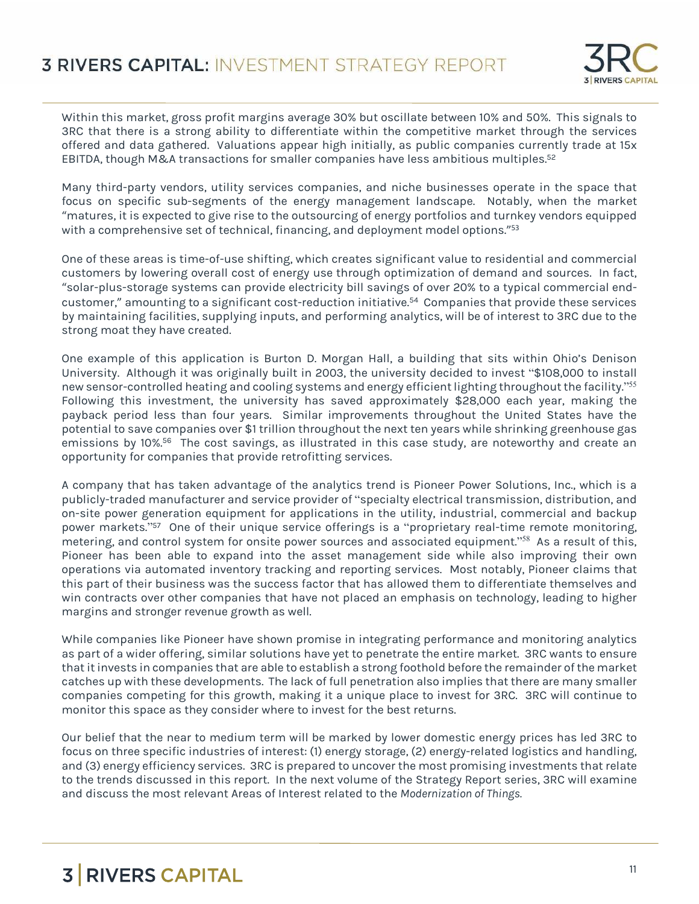Within this market, gross profit margins average 30% but oscillate between 10% and 50%. This signals to 3RC that there is a strong ability to differentiate within the competitive market through the services offered and data gathered. Valuations appear high initially, as public companies currently trade at 15x EBITDA, though M&A transactions for smaller companies have less ambitious multiples.[52]

Many third-party vendors, utility services companies, and niche businesses operate in the space that focus on specific sub-segments of the energy management landscape. Notably, when the market "matures, it is expected to give rise to the outsourcing of energy portfolios and turnkey vendors equipped with a comprehensive set of technical, financing, and deployment model options."[53]

One of these areas is time-of-use shifting, which creates significant value to residential and commercial customers by lowering overall cost of energy use through optimization of demand and sources. In fact, "solar-plus-storage systems can provide electricity bill savings of over 20% to a typical commercial end-customer," amounting to a significant cost-reduction initiative.[54] Companies that provide these services by maintaining facilities, supplying inputs, and performing analytics, will be of interest to 3RC due to the strong moat they have created.

One example of this application is Burton D. Morgan Hall, a building that sits within Ohio's Denison University. Although it was originally built in 2003, the university decided to invest "$108,000 to install new sensor-controlled heating and cooling systems and energy efficient lighting throughout the facility."[55] Following this investment, the university has saved approximately $28,000 each year, making the payback period less than four years. Similar improvements throughout the United States have the potential to save companies over $1 trillion throughout the next ten years while shrinking greenhouse gas emissions by 10%.[56] The cost savings, as illustrated in this case study, are noteworthy and create an opportunity for companies that provide retrofitting services.

A company that has taken advantage of the analytics trend is Pioneer Power Solutions, Inc., which is a publicly-traded manufacturer and service provider of "specialty electrical transmission, distribution, and on-site power generation equipment for applications in the utility, industrial, commercial and backup power markets."[57] One of their unique service offerings is a "proprietary real-time remote monitoring, metering, and control system for onsite power sources and associated equipment."[58] As a result of this, Pioneer has been able to expand into the asset management side while also improving their own operations via automated inventory tracking and reporting services. Most notably, Pioneer claims that this part of their business was the success factor that has allowed them to differentiate themselves and win contracts over other companies that have not placed an emphasis on technology, leading to higher margins and stronger revenue growth as well.

While companies like Pioneer have shown promise in integrating performance and monitoring analytics as part of a wider offering, similar solutions have yet to penetrate the entire market. 3RC wants to ensure that it invests in companies that are able to establish a strong foothold before the remainder of the market catches up with these developments. The lack of full penetration also implies that there are many smaller companies competing for this growth, making it a unique place to invest for 3RC. 3RC will continue to monitor this space as they consider where to invest for the best returns.

Our belief that the near to medium term will be marked by lower domestic energy prices has led 3RC to focus on three specific industries of interest: (1) energy storage, (2) energy-related logistics and handling, and (3) energy efficiency services. 3RC is prepared to uncover the most promising investments that relate to the trends discussed in this report. In the next volume of the Strategy Report series, 3RC will examine and discuss the most relevant Areas of Interest related to the *Modernization of Things*.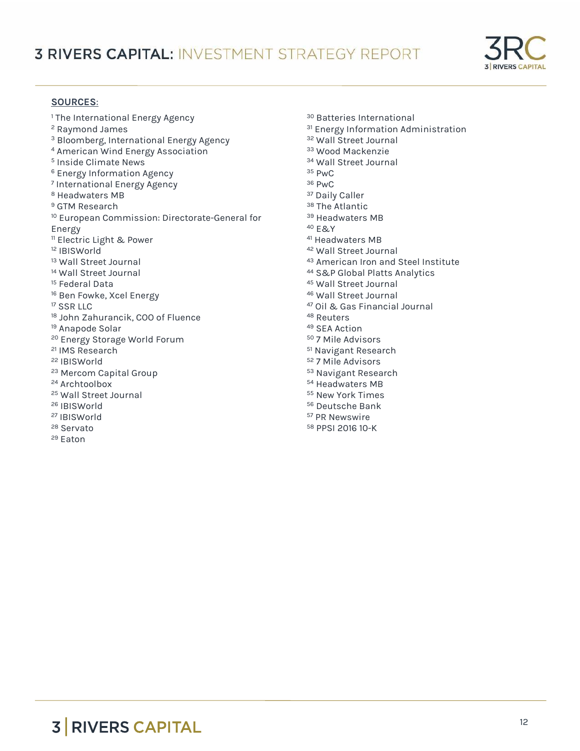**SOURCES:**

[1] The International Energy Agency
[2] Raymond James
[3] Bloomberg, International Energy Agency
[4] American Wind Energy Association
[5] Inside Climate News
[6] Energy Information Agency
[7] International Energy Agency
[8] Headwaters MB
[9] GTM Research
[10] European Commission: Directorate-General for Energy
[11] Electric Light & Power
[12] IBISWorld
[13] Wall Street Journal
[14] Wall Street Journal
[15] Federal Data
[16] Ben Fowke, Xcel Energy
[17] SSR LLC
[18] John Zahurancik, COO of Fluence
[19] Anapode Solar
[20] Energy Storage World Forum
[21] IMS Research
[22] IBISWorld
[23] Mercom Capital Group
[24] Archtoolbox
[25] Wall Street Journal
[26] IBISWorld
[27] IBISWorld
[28] Servato
[29] Eaton
[30] Batteries International
[31] Energy Information Administration
[32] Wall Street Journal
[33] Wood Mackenzie
[34] Wall Street Journal
[35] PwC
[36] PwC
[37] Daily Caller
[38] The Atlantic
[39] Headwaters MB
[40] E&Y
[41] Headwaters MB
[42] Wall Street Journal
[43] American Iron and Steel Institute
[44] S&P Global Platts Analytics
[45] Wall Street Journal
[46] Wall Street Journal
[47] Oil & Gas Financial Journal
[48] Reuters
[49] SEA Action
[50] 7 Mile Advisors
[51] Navigant Research
[52] 7 Mile Advisors
[53] Navigant Research
[54] Headwaters MB
[55] New York Times
[56] Deutsche Bank
[57] PR Newswire
[58] PPSI 2016 10-K